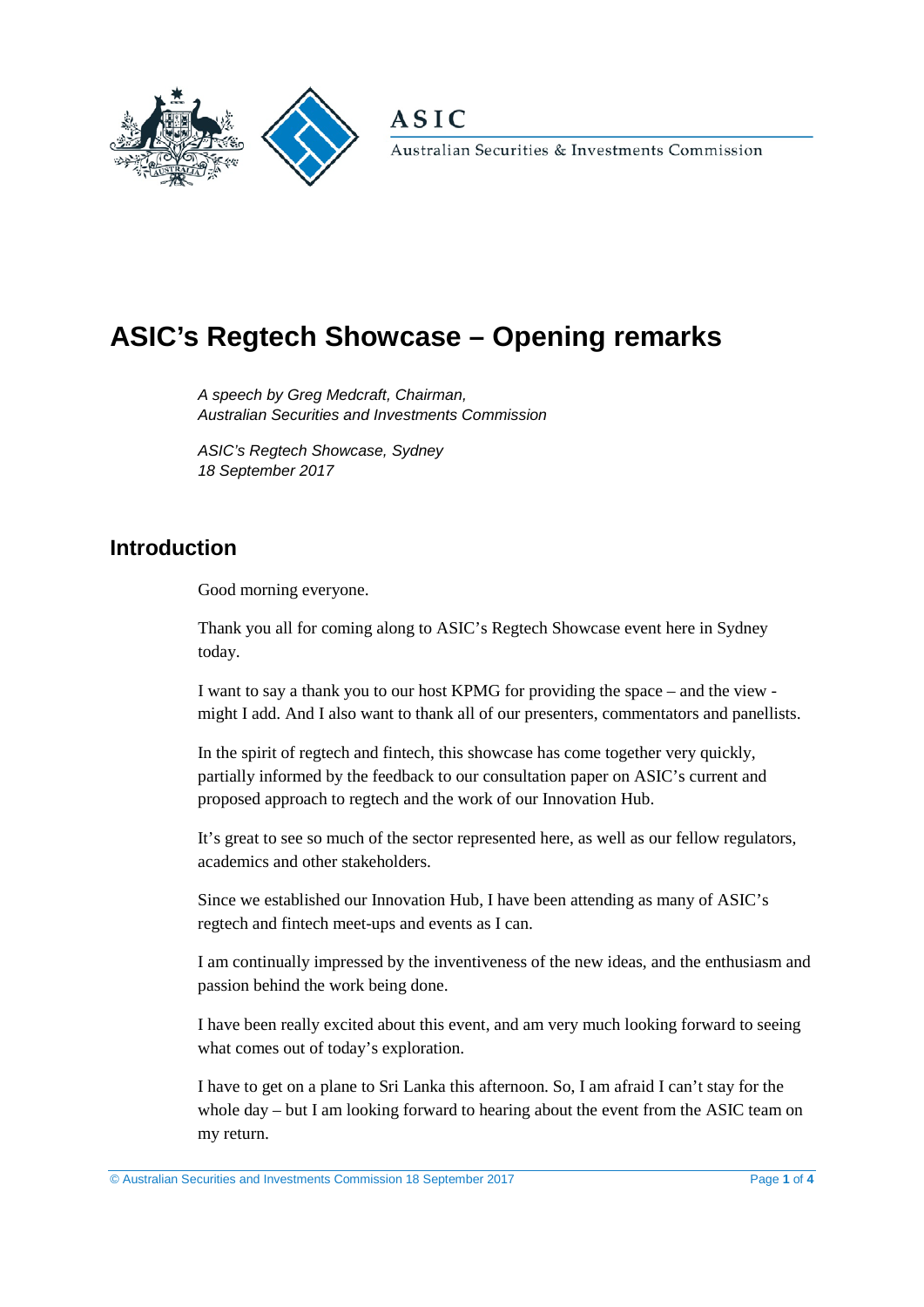ASIC

Australian Securities & Investments Commission

# ASIC's Regtech Showcase – Opening remarks

*A speech by Greg Medcraft, Chairman,*
*Australian Securities and Investments Commission*

*ASIC's Regtech Showcase, Sydney*
*18 September 2017*

## Introduction

Good morning everyone.

Thank you all for coming along to ASIC's Regtech Showcase event here in Sydney today.

I want to say a thank you to our host KPMG for providing the space – and the view - might I add. And I also want to thank all of our presenters, commentators and panellists.

In the spirit of regtech and fintech, this showcase has come together very quickly, partially informed by the feedback to our consultation paper on ASIC's current and proposed approach to regtech and the work of our Innovation Hub.

It's great to see so much of the sector represented here, as well as our fellow regulators, academics and other stakeholders.

Since we established our Innovation Hub, I have been attending as many of ASIC's regtech and fintech meet-ups and events as I can.

I am continually impressed by the inventiveness of the new ideas, and the enthusiasm and passion behind the work being done.

I have been really excited about this event, and am very much looking forward to seeing what comes out of today's exploration.

I have to get on a plane to Sri Lanka this afternoon. So, I am afraid I can't stay for the whole day – but I am looking forward to hearing about the event from the ASIC team on my return.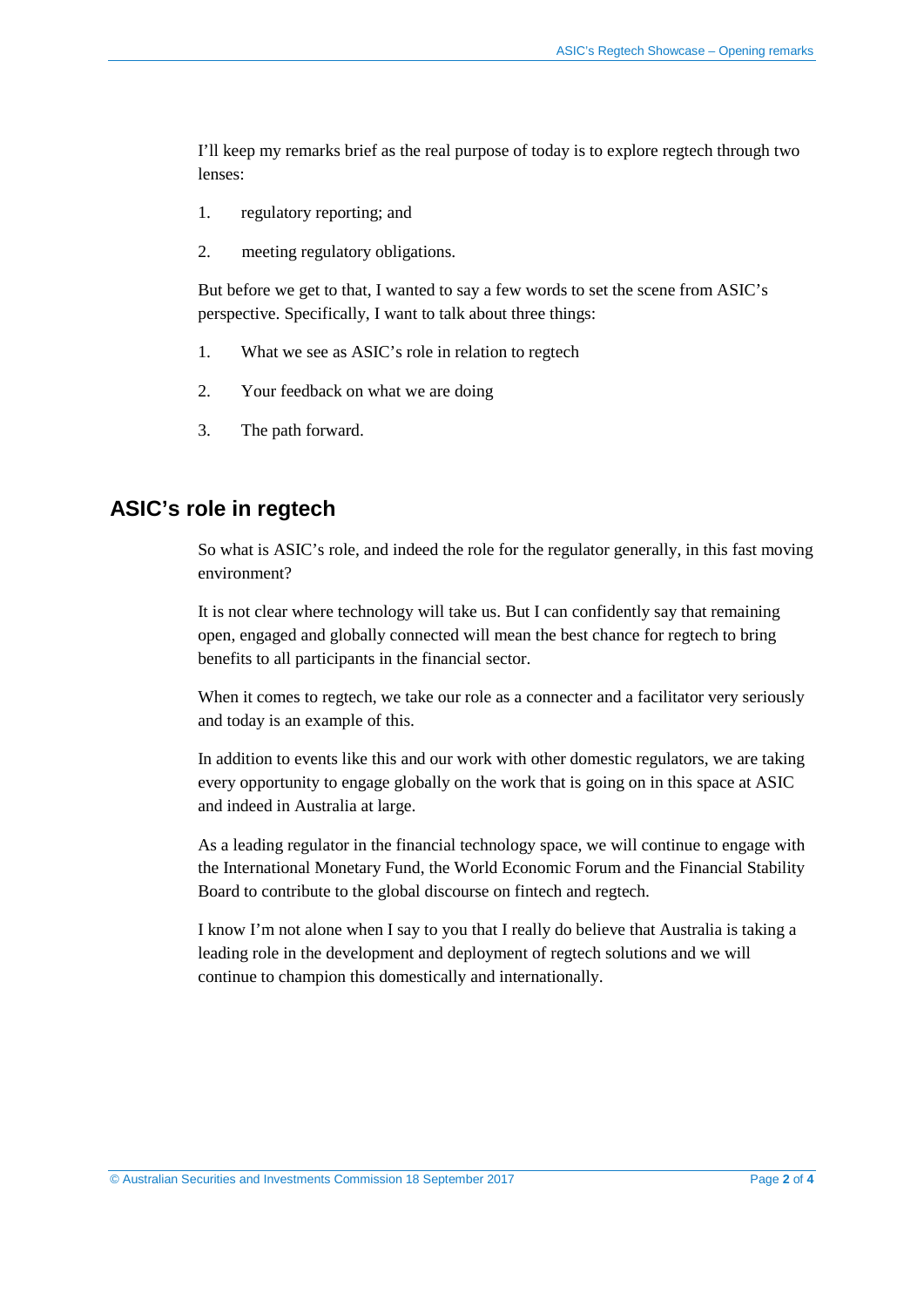I'll keep my remarks brief as the real purpose of today is to explore regtech through two lenses:

1. regulatory reporting; and
2. meeting regulatory obligations.

But before we get to that, I wanted to say a few words to set the scene from ASIC's perspective. Specifically, I want to talk about three things:

1. What we see as ASIC's role in relation to regtech
2. Your feedback on what we are doing
3. The path forward.

## ASIC's role in regtech

So what is ASIC's role, and indeed the role for the regulator generally, in this fast moving environment?

It is not clear where technology will take us. But I can confidently say that remaining open, engaged and globally connected will mean the best chance for regtech to bring benefits to all participants in the financial sector.

When it comes to regtech, we take our role as a connecter and a facilitator very seriously and today is an example of this.

In addition to events like this and our work with other domestic regulators, we are taking every opportunity to engage globally on the work that is going on in this space at ASIC and indeed in Australia at large.

As a leading regulator in the financial technology space, we will continue to engage with the International Monetary Fund, the World Economic Forum and the Financial Stability Board to contribute to the global discourse on fintech and regtech.

I know I'm not alone when I say to you that I really do believe that Australia is taking a leading role in the development and deployment of regtech solutions and we will continue to champion this domestically and internationally.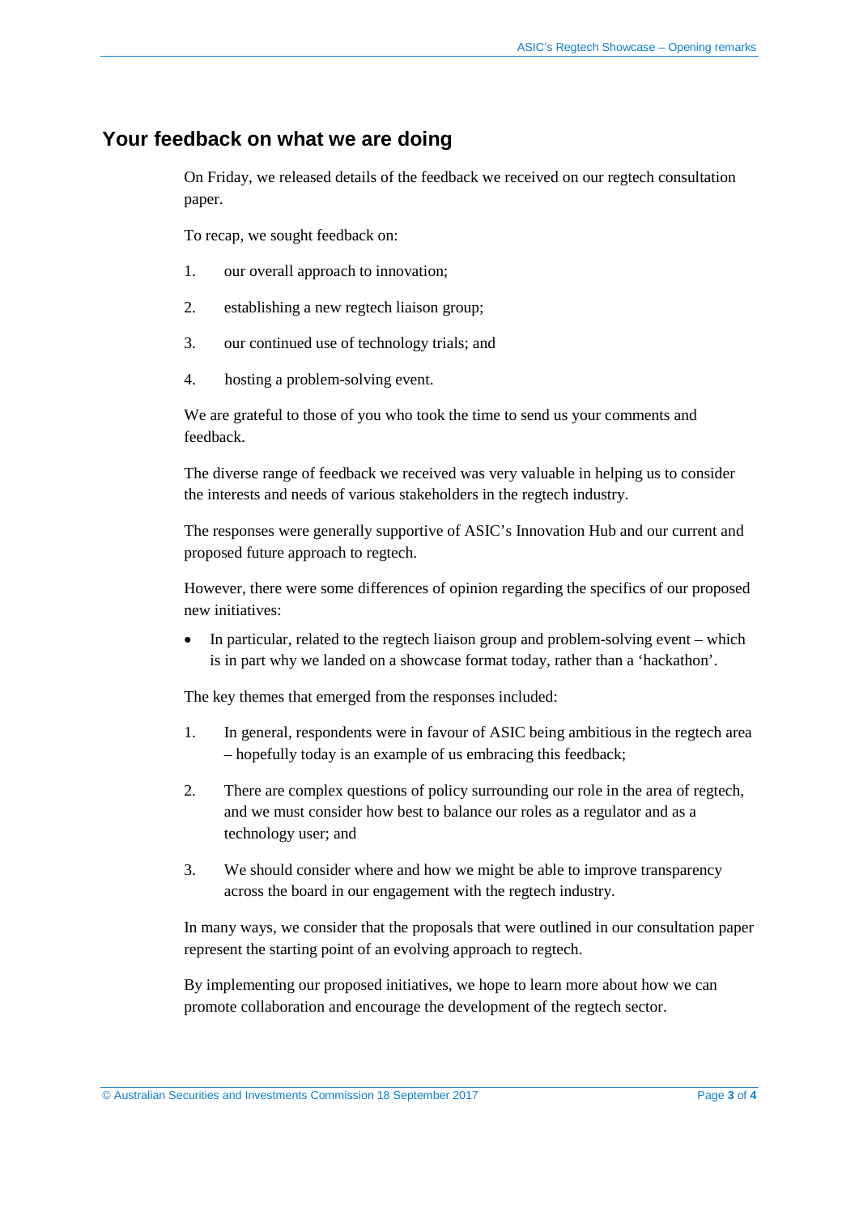## Your feedback on what we are doing

On Friday, we released details of the feedback we received on our regtech consultation paper.

To recap, we sought feedback on:

1. our overall approach to innovation;
2. establishing a new regtech liaison group;
3. our continued use of technology trials; and
4. hosting a problem-solving event.

We are grateful to those of you who took the time to send us your comments and feedback.

The diverse range of feedback we received was very valuable in helping us to consider the interests and needs of various stakeholders in the regtech industry.

The responses were generally supportive of ASIC's Innovation Hub and our current and proposed future approach to regtech.

However, there were some differences of opinion regarding the specifics of our proposed new initiatives:

- In particular, related to the regtech liaison group and problem-solving event – which is in part why we landed on a showcase format today, rather than a 'hackathon'.

The key themes that emerged from the responses included:

1. In general, respondents were in favour of ASIC being ambitious in the regtech area – hopefully today is an example of us embracing this feedback;
2. There are complex questions of policy surrounding our role in the area of regtech, and we must consider how best to balance our roles as a regulator and as a technology user; and
3. We should consider where and how we might be able to improve transparency across the board in our engagement with the regtech industry.

In many ways, we consider that the proposals that were outlined in our consultation paper represent the starting point of an evolving approach to regtech.

By implementing our proposed initiatives, we hope to learn more about how we can promote collaboration and encourage the development of the regtech sector.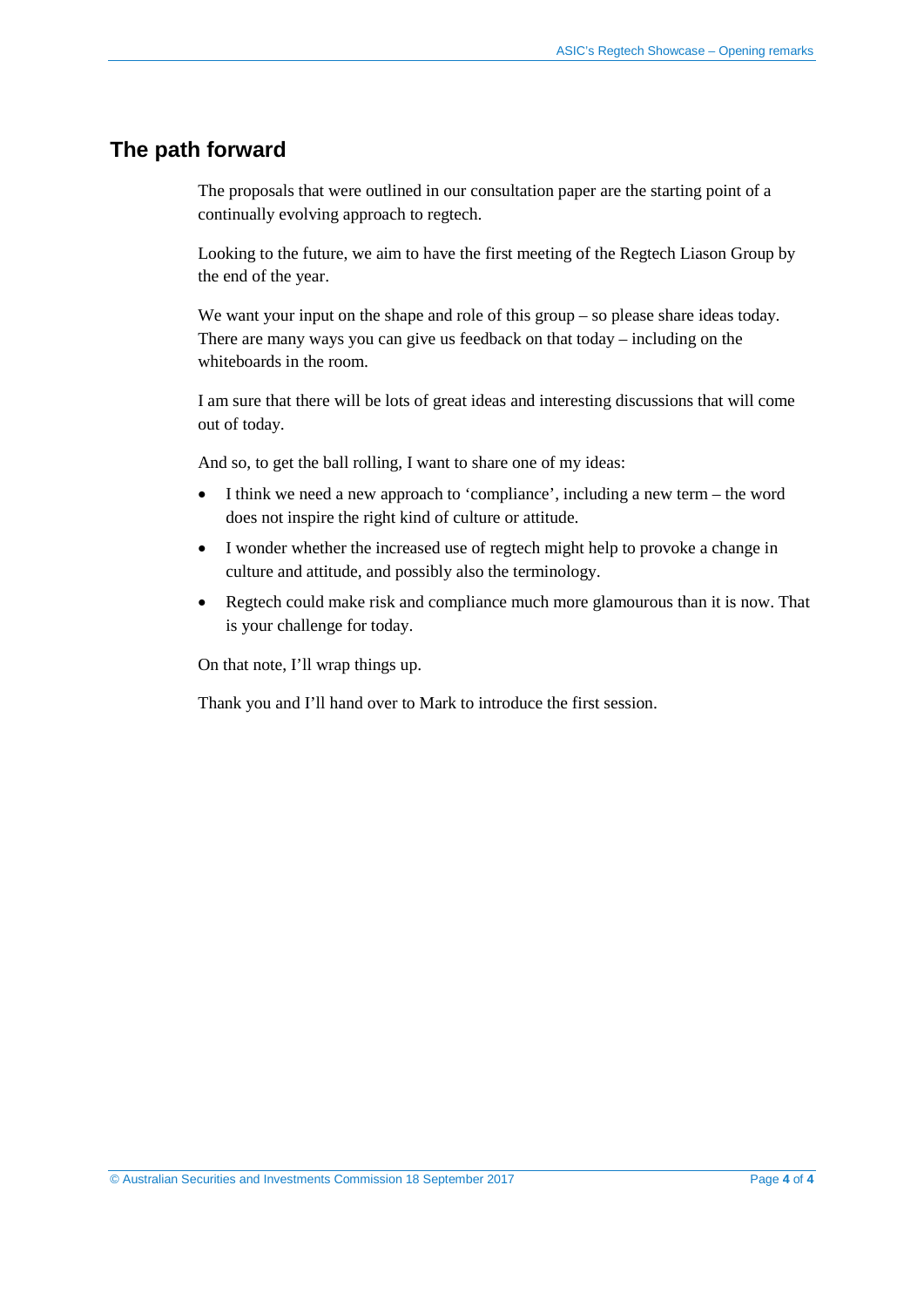## The path forward

The proposals that were outlined in our consultation paper are the starting point of a continually evolving approach to regtech.

Looking to the future, we aim to have the first meeting of the Regtech Liason Group by the end of the year.

We want your input on the shape and role of this group – so please share ideas today. There are many ways you can give us feedback on that today – including on the whiteboards in the room.

I am sure that there will be lots of great ideas and interesting discussions that will come out of today.

And so, to get the ball rolling, I want to share one of my ideas:

- I think we need a new approach to 'compliance', including a new term – the word does not inspire the right kind of culture or attitude.
- I wonder whether the increased use of regtech might help to provoke a change in culture and attitude, and possibly also the terminology.
- Regtech could make risk and compliance much more glamourous than it is now. That is your challenge for today.

On that note, I'll wrap things up.

Thank you and I'll hand over to Mark to introduce the first session.